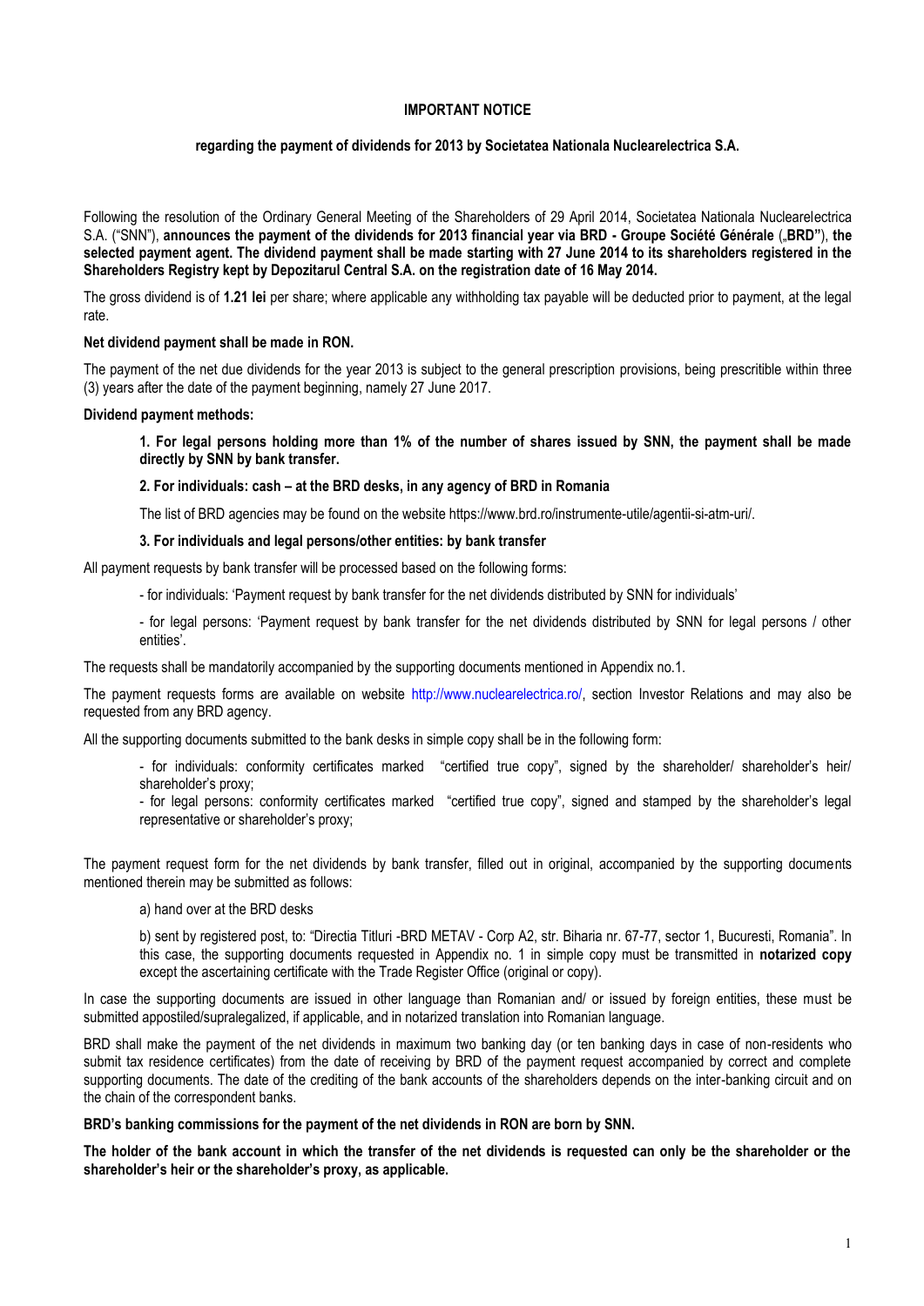**IMPORTANT NOTICE**

**regarding the payment of dividends for 2013 by Societatea Nationala Nuclearelectrica S.A.**

Following the resolution of the Ordinary General Meeting of the Shareholders of 29 April 2014, Societatea Nationala Nuclearelectrica S.A. ("SNN"), **announces the payment of the dividends for 2013 financial year via BRD - Groupe Société Générale („BRD"), the selected payment agent. The dividend payment shall be made starting with 27 June 2014 to its shareholders registered in the Shareholders Registry kept by Depozitarul Central S.A. on the registration date of 16 May 2014.**

The gross dividend is of **1.21 lei** per share; where applicable any withholding tax payable will be deducted prior to payment, at the legal rate.

**Net dividend payment shall be made in RON.**

The payment of the net due dividends for the year 2013 is subject to the general prescription provisions, being prescritible within three (3) years after the date of the payment beginning, namely 27 June 2017.

**Dividend payment methods:**

**1. For legal persons holding more than 1% of the number of shares issued by SNN, the payment shall be made directly by SNN by bank transfer.**

**2. For individuals: cash – at the BRD desks, in any agency of BRD in Romania**

The list of BRD agencies may be found on the website https://www.brd.ro/instrumente-utile/agentii-si-atm-uri/.

**3. For individuals and legal persons/other entities: by bank transfer**

All payment requests by bank transfer will be processed based on the following forms:

- for individuals: 'Payment request by bank transfer for the net dividends distributed by SNN for individuals'

- for legal persons: 'Payment request by bank transfer for the net dividends distributed by SNN for legal persons / other entities'.

The requests shall be mandatorily accompanied by the supporting documents mentioned in Appendix no.1.

The payment requests forms are available on website http://www.nuclearelectrica.ro/, section Investor Relations and may also be requested from any BRD agency.

All the supporting documents submitted to the bank desks in simple copy shall be in the following form:

- for individuals: conformity certificates marked "certified true copy", signed by the shareholder/ shareholder's heir/ shareholder's proxy;
- for legal persons: conformity certificates marked "certified true copy", signed and stamped by the shareholder's legal representative or shareholder's proxy;

The payment request form for the net dividends by bank transfer, filled out in original, accompanied by the supporting documents mentioned therein may be submitted as follows:

a) hand over at the BRD desks

b) sent by registered post, to: "Directia Titluri -BRD METAV - Corp A2, str. Biharia nr. 67-77, sector 1, Bucuresti, Romania". In this case, the supporting documents requested in Appendix no. 1 in simple copy must be transmitted in **notarized copy** except the ascertaining certificate with the Trade Register Office (original or copy).

In case the supporting documents are issued in other language than Romanian and/ or issued by foreign entities, these must be submitted appostiled/supralegalized, if applicable, and in notarized translation into Romanian language.

BRD shall make the payment of the net dividends in maximum two banking day (or ten banking days in case of non-residents who submit tax residence certificates) from the date of receiving by BRD of the payment request accompanied by correct and complete supporting documents. The date of the crediting of the bank accounts of the shareholders depends on the inter-banking circuit and on the chain of the correspondent banks.

**BRD's banking commissions for the payment of the net dividends in RON are born by SNN.**

**The holder of the bank account in which the transfer of the net dividends is requested can only be the shareholder or the shareholder's heir or the shareholder's proxy, as applicable.**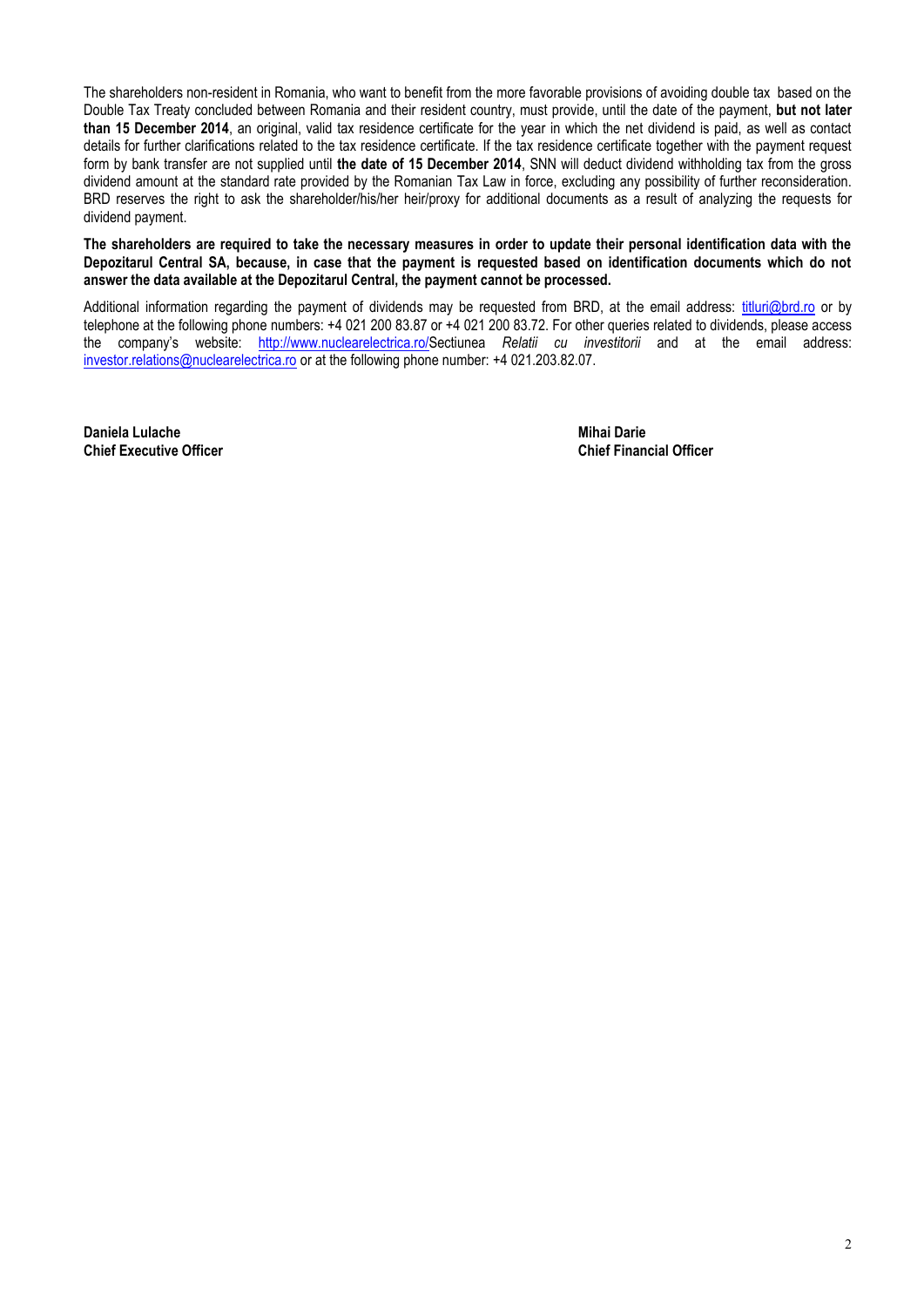The shareholders non-resident in Romania, who want to benefit from the more favorable provisions of avoiding double tax based on the Double Tax Treaty concluded between Romania and their resident country, must provide, until the date of the payment, **but not later than 15 December 2014**, an original, valid tax residence certificate for the year in which the net dividend is paid, as well as contact details for further clarifications related to the tax residence certificate. If the tax residence certificate together with the payment request form by bank transfer are not supplied until **the date of 15 December 2014**, SNN will deduct dividend withholding tax from the gross dividend amount at the standard rate provided by the Romanian Tax Law in force, excluding any possibility of further reconsideration. BRD reserves the right to ask the shareholder/his/her heir/proxy for additional documents as a result of analyzing the requests for dividend payment.

**The shareholders are required to take the necessary measures in order to update their personal identification data with the Depozitarul Central SA, because, in case that the payment is requested based on identification documents which do not answer the data available at the Depozitarul Central, the payment cannot be processed.**

Additional information regarding the payment of dividends may be requested from BRD, at the email address: titluri@brd.ro or by telephone at the following phone numbers: +4 021 200 83.87 or +4 021 200 83.72. For other queries related to dividends, please access the company's website: http://www.nuclearelectrica.ro/Sectiunea *Relatii cu investitorii* and at the email address: investor.relations@nuclearelectrica.ro or at the following phone number: +4 021.203.82.07.

**Daniela Lulache**
**Chief Executive Officer**

**Mihai Darie**
**Chief Financial Officer**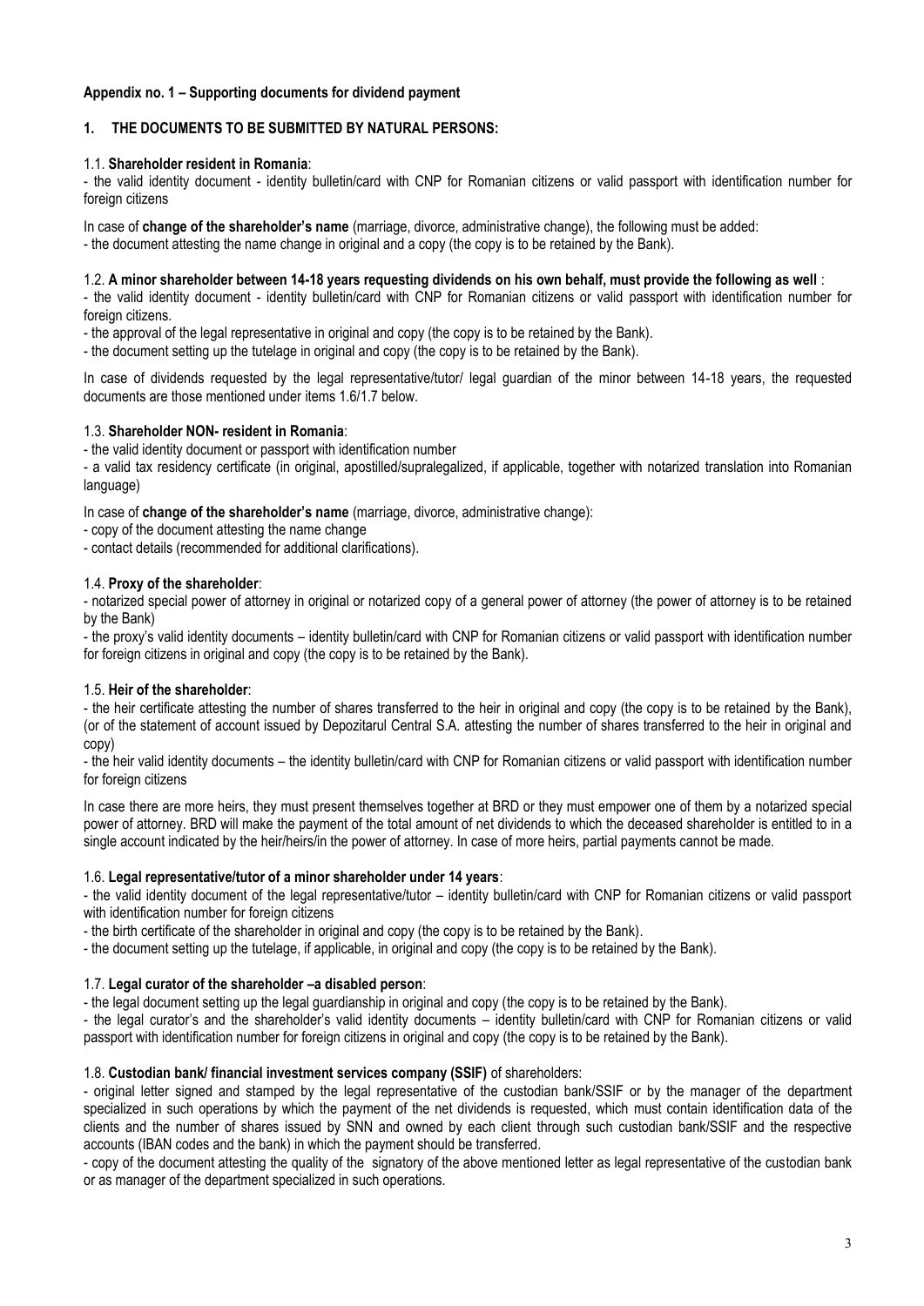**Appendix no. 1 – Supporting documents for dividend payment**

## 1. THE DOCUMENTS TO BE SUBMITTED BY NATURAL PERSONS:

1.1. **Shareholder resident in Romania**:

- the valid identity document - identity bulletin/card with CNP for Romanian citizens or valid passport with identification number for foreign citizens

In case of **change of the shareholder's name** (marriage, divorce, administrative change), the following must be added:

- the document attesting the name change in original and a copy (the copy is to be retained by the Bank).

1.2. **A minor shareholder between 14-18 years requesting dividends on his own behalf, must provide the following as well** :

- the valid identity document - identity bulletin/card with CNP for Romanian citizens or valid passport with identification number for foreign citizens.
- the approval of the legal representative in original and copy (the copy is to be retained by the Bank).
- the document setting up the tutelage in original and copy (the copy is to be retained by the Bank).

In case of dividends requested by the legal representative/tutor/ legal guardian of the minor between 14-18 years, the requested documents are those mentioned under items 1.6/1.7 below.

1.3. **Shareholder NON- resident in Romania**:

- the valid identity document or passport with identification number
- a valid tax residency certificate (in original, apostilled/supralegalized, if applicable, together with notarized translation into Romanian language)

In case of **change of the shareholder's name** (marriage, divorce, administrative change):

- copy of the document attesting the name change
- contact details (recommended for additional clarifications).

1.4. **Proxy of the shareholder**:

- notarized special power of attorney in original or notarized copy of a general power of attorney (the power of attorney is to be retained by the Bank)
- the proxy's valid identity documents – identity bulletin/card with CNP for Romanian citizens or valid passport with identification number for foreign citizens in original and copy (the copy is to be retained by the Bank).

1.5. **Heir of the shareholder**:

- the heir certificate attesting the number of shares transferred to the heir in original and copy (the copy is to be retained by the Bank), (or of the statement of account issued by Depozitarul Central S.A. attesting the number of shares transferred to the heir in original and copy)
- the heir valid identity documents – the identity bulletin/card with CNP for Romanian citizens or valid passport with identification number for foreign citizens

In case there are more heirs, they must present themselves together at BRD or they must empower one of them by a notarized special power of attorney. BRD will make the payment of the total amount of net dividends to which the deceased shareholder is entitled to in a single account indicated by the heir/heirs/in the power of attorney. In case of more heirs, partial payments cannot be made.

1.6. **Legal representative/tutor of a minor shareholder under 14 years**:

- the valid identity document of the legal representative/tutor – identity bulletin/card with CNP for Romanian citizens or valid passport with identification number for foreign citizens
- the birth certificate of the shareholder in original and copy (the copy is to be retained by the Bank).
- the document setting up the tutelage, if applicable, in original and copy (the copy is to be retained by the Bank).

1.7. **Legal curator of the shareholder –a disabled person**:

- the legal document setting up the legal guardianship in original and copy (the copy is to be retained by the Bank).
- the legal curator's and the shareholder's valid identity documents – identity bulletin/card with CNP for Romanian citizens or valid passport with identification number for foreign citizens in original and copy (the copy is to be retained by the Bank).

1.8. **Custodian bank/ financial investment services company (SSIF)** of shareholders:

- original letter signed and stamped by the legal representative of the custodian bank/SSIF or by the manager of the department specialized in such operations by which the payment of the net dividends is requested, which must contain identification data of the clients and the number of shares issued by SNN and owned by each client through such custodian bank/SSIF and the respective accounts (IBAN codes and the bank) in which the payment should be transferred.
- copy of the document attesting the quality of the signatory of the above mentioned letter as legal representative of the custodian bank or as manager of the department specialized in such operations.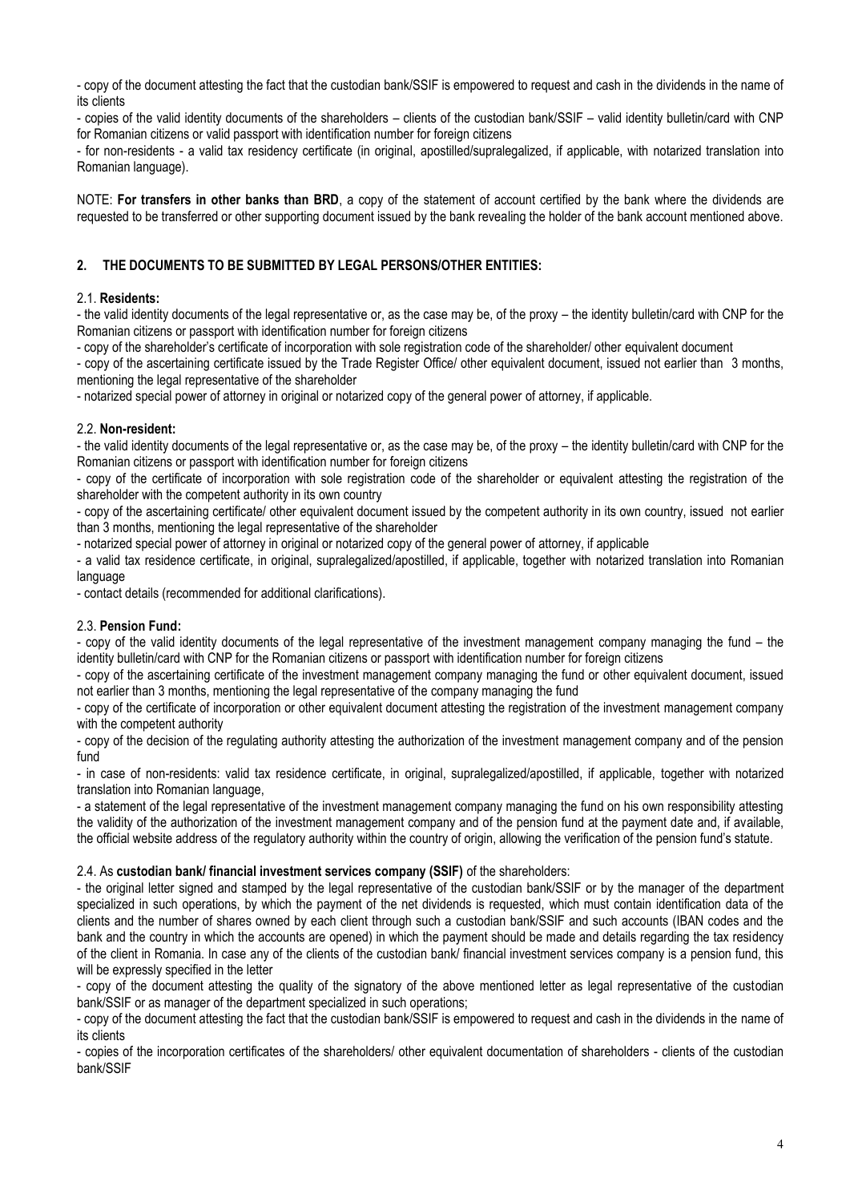- copy of the document attesting the fact that the custodian bank/SSIF is empowered to request and cash in the dividends in the name of its clients

- copies of the valid identity documents of the shareholders – clients of the custodian bank/SSIF – valid identity bulletin/card with CNP for Romanian citizens or valid passport with identification number for foreign citizens

- for non-residents - a valid tax residency certificate (in original, apostilled/supralegalized, if applicable, with notarized translation into Romanian language).

NOTE: **For transfers in other banks than BRD**, a copy of the statement of account certified by the bank where the dividends are requested to be transferred or other supporting document issued by the bank revealing the holder of the bank account mentioned above.

## 2. THE DOCUMENTS TO BE SUBMITTED BY LEGAL PERSONS/OTHER ENTITIES:

### 2.1. **Residents:**

- the valid identity documents of the legal representative or, as the case may be, of the proxy – the identity bulletin/card with CNP for the Romanian citizens or passport with identification number for foreign citizens
- copy of the shareholder's certificate of incorporation with sole registration code of the shareholder/ other equivalent document
- copy of the ascertaining certificate issued by the Trade Register Office/ other equivalent document, issued not earlier than 3 months, mentioning the legal representative of the shareholder
- notarized special power of attorney in original or notarized copy of the general power of attorney, if applicable.

### 2.2. **Non-resident:**

- the valid identity documents of the legal representative or, as the case may be, of the proxy – the identity bulletin/card with CNP for the Romanian citizens or passport with identification number for foreign citizens
- copy of the certificate of incorporation with sole registration code of the shareholder or equivalent attesting the registration of the shareholder with the competent authority in its own country
- copy of the ascertaining certificate/ other equivalent document issued by the competent authority in its own country, issued not earlier than 3 months, mentioning the legal representative of the shareholder
- notarized special power of attorney in original or notarized copy of the general power of attorney, if applicable
- a valid tax residence certificate, in original, supralegalized/apostilled, if applicable, together with notarized translation into Romanian language
- contact details (recommended for additional clarifications).

### 2.3. **Pension Fund:**

- copy of the valid identity documents of the legal representative of the investment management company managing the fund – the identity bulletin/card with CNP for the Romanian citizens or passport with identification number for foreign citizens
- copy of the ascertaining certificate of the investment management company managing the fund or other equivalent document, issued not earlier than 3 months, mentioning the legal representative of the company managing the fund
- copy of the certificate of incorporation or other equivalent document attesting the registration of the investment management company with the competent authority
- copy of the decision of the regulating authority attesting the authorization of the investment management company and of the pension fund
- in case of non-residents: valid tax residence certificate, in original, supralegalized/apostilled, if applicable, together with notarized translation into Romanian language,
- a statement of the legal representative of the investment management company managing the fund on his own responsibility attesting the validity of the authorization of the investment management company and of the pension fund at the payment date and, if available, the official website address of the regulatory authority within the country of origin, allowing the verification of the pension fund's statute.

### 2.4. As **custodian bank/ financial investment services company (SSIF)** of the shareholders:

- the original letter signed and stamped by the legal representative of the custodian bank/SSIF or by the manager of the department specialized in such operations, by which the payment of the net dividends is requested, which must contain identification data of the clients and the number of shares owned by each client through such a custodian bank/SSIF and such accounts (IBAN codes and the bank and the country in which the accounts are opened) in which the payment should be made and details regarding the tax residency of the client in Romania. In case any of the clients of the custodian bank/ financial investment services company is a pension fund, this will be expressly specified in the letter
- copy of the document attesting the quality of the signatory of the above mentioned letter as legal representative of the custodian bank/SSIF or as manager of the department specialized in such operations;
- copy of the document attesting the fact that the custodian bank/SSIF is empowered to request and cash in the dividends in the name of its clients
- copies of the incorporation certificates of the shareholders/ other equivalent documentation of shareholders - clients of the custodian bank/SSIF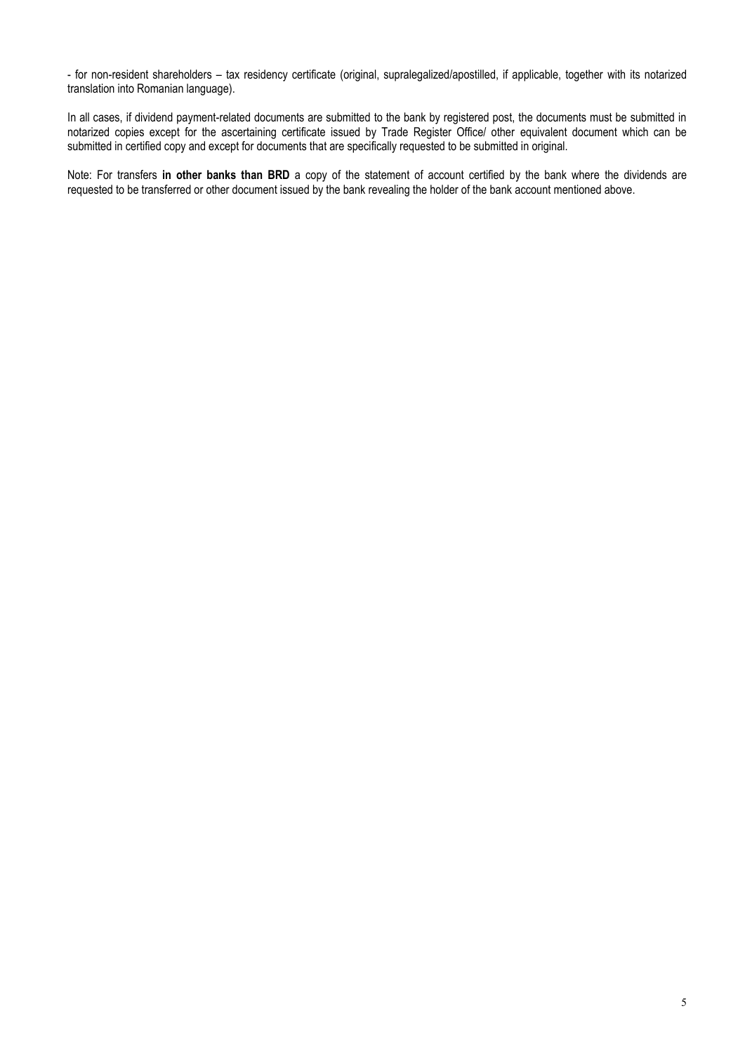- for non-resident shareholders – tax residency certificate (original, supralegalized/apostilled, if applicable, together with its notarized translation into Romanian language).

In all cases, if dividend payment-related documents are submitted to the bank by registered post, the documents must be submitted in notarized copies except for the ascertaining certificate issued by Trade Register Office/ other equivalent document which can be submitted in certified copy and except for documents that are specifically requested to be submitted in original.

Note: For transfers **in other banks than BRD** a copy of the statement of account certified by the bank where the dividends are requested to be transferred or other document issued by the bank revealing the holder of the bank account mentioned above.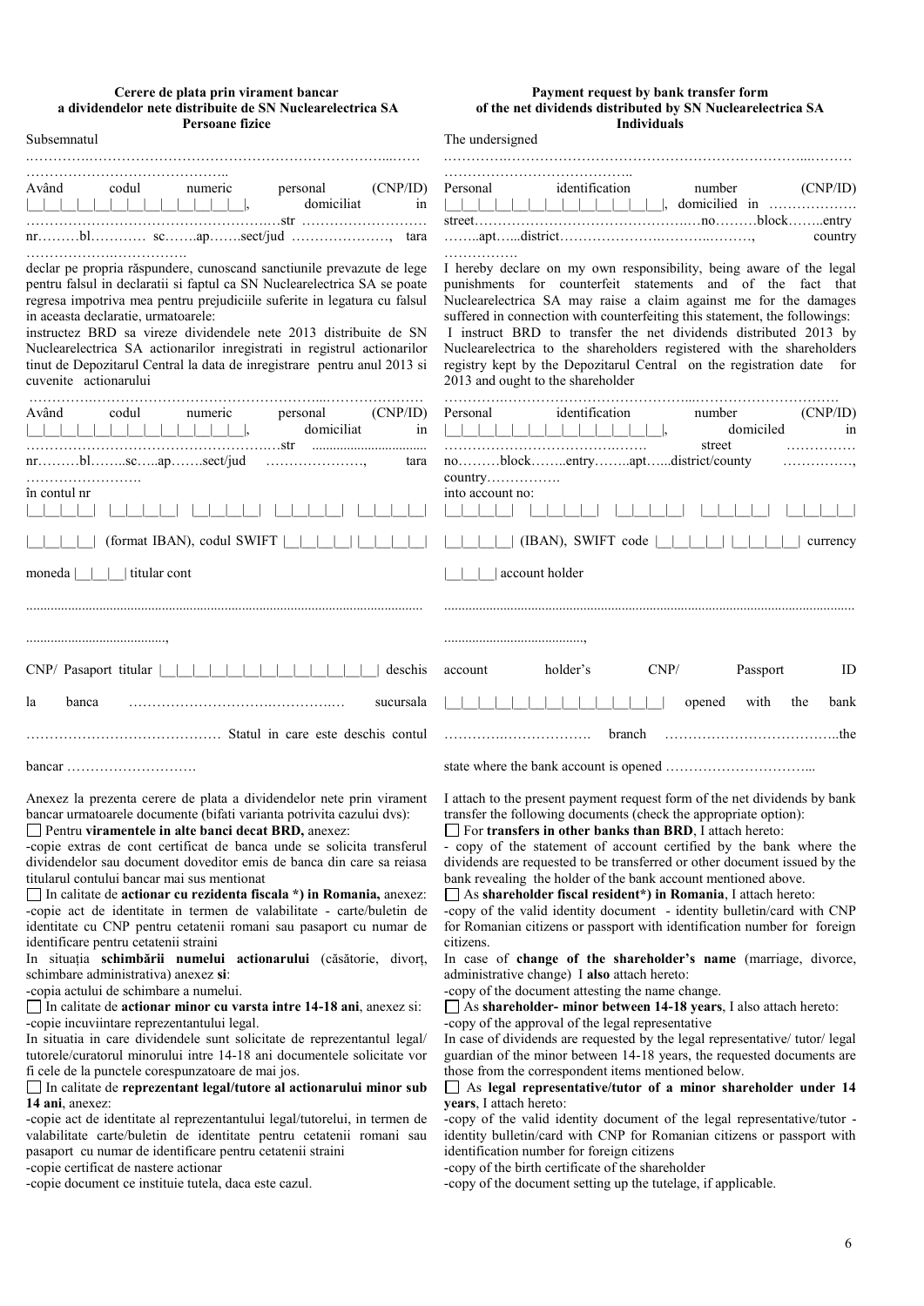**Cerere de plata prin virament bancar a dividendelor nete distribuite de SN Nuclearelectrica SA Persoane fizice**

Subsemnatul

…………….……………………………………………………...……
…………………………………..

Având codul numeric personal (CNP/ID) |__|__|__|__|__|__|__|__|__|__|__|__|__|, domiciliat in …………………………………………….…str ………………………
nr………bl………… sc…….ap…….sect/jud …………………, tara
…………….……………

declar pe propria răspundere, cunoscand sanctiunile prevazute de lege pentru falsul in declaratii si faptul ca SN Nuclearelectrica SA se poate regresa impotriva mea pentru prejudiciile suferite in legatura cu falsul in aceasta declaratie, urmatoarele:

instructez BRD sa vireze dividendele nete 2013 distribuite de SN Nuclearelectrica SA actionarilor inregistrati in registrul actionarilor tinut de Depozitarul Central la data de inregistrare pentru anul 2013 si cuvenite actionarului

……………..…………………………………………...…………………

Având codul numeric personal (CNP/ID) |__|__|__|__|__|__|__|__|__|__|__|__|__|, domiciliat in ……………………………………………………str ................................
nr………bl……..sc…..ap…….sect/jud …………………, tara
…………………….

în contul nr

|__|__|__|__| |__|__|__|__| |__|__|__|__| |__|__|__|__| |__|__|__|__|

|__|__|__|__| (format IBAN), codul SWIFT |__|__|__|__| |__|__|__|__|

moneda |__|__|__| titular cont

..............................................................................................................

.......................................,

CNP/ Pasaport titular |__|__|__|__|__|__|__|__|__|__|__|__|__| deschis la banca ……………………….………….… sucursala …………………………………… Statul in care este deschis contul bancar ……………………….

Anexez la prezenta cerere de plata a dividendelor nete prin virament bancar urmatoarele documente (bifati varianta potrivita cazului dvs):

☐ Pentru **viramentele in alte banci decat BRD,** anexez:

-copie extras de cont certificat de banca unde se solicita transferul dividendelor sau document doveditor emis de banca din care sa reiasa titularul contului bancar mai sus mentionat

☐ In calitate de **actionar cu rezidenta fiscala \*) in Romania,** anexez:

-copie act de identitate in termen de valabilitate - carte/buletin de identitate cu CNP pentru cetatenii romani sau pasaport cu numar de identificare pentru cetatenii straini

In situația **schimbării numelui actionarului** (căsătorie, divorț, schimbare administrativa) anexez **si**:

-copia actului de schimbare a numelui.

☐ In calitate de **actionar minor cu varsta intre 14-18 ani**, anexez si:

-copie incuviintare reprezentantului legal.

In situatia in care dividendele sunt solicitate de reprezentantul legal/ tutorele/curatorul minorului intre 14-18 ani documentele solicitate vor fi cele de la punctele corespunzatoare de mai jos.

☐ In calitate de **reprezentant legal/tutore al actionarului minor sub 14 ani**, anexez:

-copie act de identitate al reprezentantului legal/tutorelui, in termen de valabilitate carte/buletin de identitate pentru cetatenii romani sau pasaport cu numar de identificare pentru cetatenii straini

-copie certificat de nastere actionar

-copie document ce instituie tutela, daca este cazul.

---

**Payment request by bank transfer form of the net dividends distributed by SN Nuclearelectrica SA Individuals**

The undersigned

…………….……………………………………………………...………
…………………………………..

Personal identification number (CNP/ID) |__|__|__|__|__|__|__|__|__|__|__|__|__|, domiciled in ………………
street……………………………………………no………block……..entry
……..apt…...district…………………….……..………, country
…………….

I hereby declare on my own responsibility, being aware of the legal punishments for counterfeit statements and of the fact that Nuclearelectrica SA may raise a claim against me for the damages suffered in connection with counterfeiting this statement, the followings:

I instruct BRD to transfer the net dividends distributed 2013 by Nuclearelectrica to the shareholders registered with the shareholders registry kept by the Depozitarul Central on the registration date for 2013 and ought to the shareholder

……………..…………………………………...…………………………

Personal identification number (CNP/ID) |__|__|__|__|__|__|__|__|__|__|__|__|__|, domiciled in …………………………………… street ……………
no………block……..entry……..apt…...district/county ……………,
country…………….

into account no:

|__|__|__|__| |__|__|__|__| |__|__|__|__| |__|__|__|__| |__|__|__|__|

|__|__|__|__| (IBAN), SWIFT code |__|__|__|__| |__|__|__|__| currency

|__|__|__| account holder

...............................................................................................................

.......................................,

account holder's CNP/ Passport ID |__|__|__|__|__|__|__|__|__|__|__|__|__| opened with the bank …………….……………… branch ……………………………..the state where the bank account is opened …………………………...

I attach to the present payment request form of the net dividends by bank transfer the following documents (check the appropriate option):

☐ For **transfers in other banks than BRD**, I attach hereto:

- copy of the statement of account certified by the bank where the dividends are requested to be transferred or other document issued by the bank revealing the holder of the bank account mentioned above.

☐ As **shareholder fiscal resident\*) in Romania**, I attach hereto:

-copy of the valid identity document - identity bulletin/card with CNP for Romanian citizens or passport with identification number for foreign citizens.

In case of **change of the shareholder's name** (marriage, divorce, administrative change) I **also** attach hereto:

-copy of the document attesting the name change.

☐ As **shareholder- minor between 14-18 years**, I also attach hereto:

-copy of the approval of the legal representative

In case of dividends are requested by the legal representative/ tutor/ legal guardian of the minor between 14-18 years, the requested documents are those from the correspondent items mentioned below.

☐ As **legal representative/tutor of a minor shareholder under 14 years**, I attach hereto:

-copy of the valid identity document of the legal representative/tutor - identity bulletin/card with CNP for Romanian citizens or passport with identification number for foreign citizens

-copy of the birth certificate of the shareholder

-copy of the document setting up the tutelage, if applicable.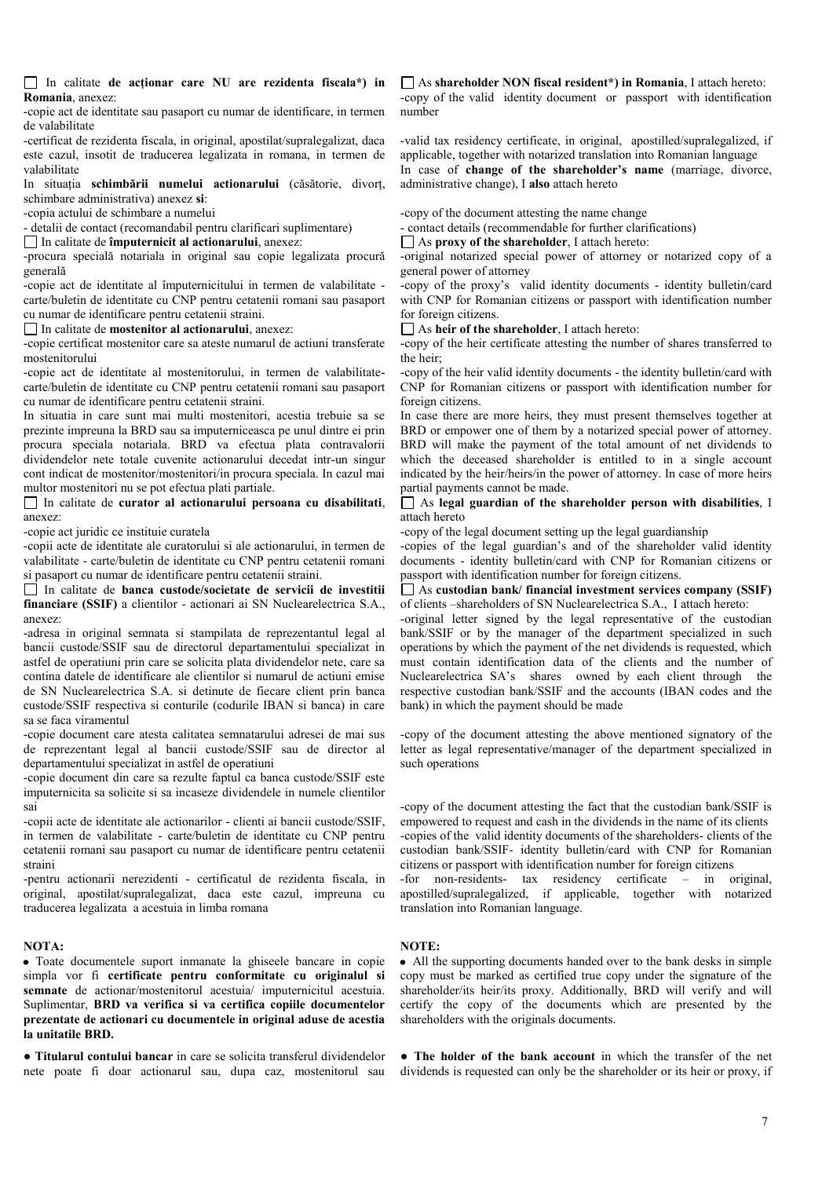☐ In calitate **de acționar care NU are rezidenta fiscala*) in Romania**, anexez:

-copie act de identitate sau pasaport cu numar de identificare, in termen de valabilitate

-certificat de rezidenta fiscala, in original, apostilat/supralegalizat, daca este cazul, insotit de traducerea legalizata in romana, in termen de valabilitate

In situația **schimbării numelui actionarului** (căsătorie, divorț, schimbare administrativa) anexez **si**:

-copia actului de schimbare a numelui

- detalii de contact (recomandabil pentru clarificari suplimentare)

☐ In calitate de **împuternicit al actionarului**, anexez:

-procura specială notariala in original sau copie legalizata procură generală

-copie act de identitate al împuternicitului in termen de valabilitate - carte/buletin de identitate cu CNP pentru cetatenii romani sau pasaport cu numar de identificare pentru cetatenii straini.

☐ In calitate de **mostenitor al actionarului**, anexez:

-copie certificat mostenitor care sa ateste numarul de actiuni transferate mostenitorului

-copie act de identitate al mostenitorului, in termen de valabilitate-carte/buletin de identitate cu CNP pentru cetatenii romani sau pasaport cu numar de identificare pentru cetatenii straini.

In situatia in care sunt mai multi mostenitori, acestia trebuie sa se prezinte impreuna la BRD sau sa imputerniceasca pe unul dintre ei prin procura speciala notariala. BRD va efectua plata contravalorii dividendelor nete totale cuvenite actionarului decedat intr-un singur cont indicat de mostenitor/mostenitori/in procura speciala. In cazul mai multor mostenitori nu se pot efectua plati partiale.

☐ In calitate de **curator al actionarului persoana cu disabilitati**, anexez:

-copie act juridic ce instituie curatela

-copii acte de identitate ale curatorului si ale actionarului, in termen de valabilitate - carte/buletin de identitate cu CNP pentru cetatenii romani si pasaport cu numar de identificare pentru cetatenii straini.

☐ In calitate de **banca custode/societate de servicii de investitii financiare (SSIF)** a clientilor - actionari ai SN Nuclearelectrica S.A., anexez:

-adresa in original semnata si stampilata de reprezentantul legal al bancii custode/SSIF sau de directorul departamentului specializat in astfel de operatiuni prin care se solicita plata dividendelor nete, care sa contina datele de identificare ale clientilor si numarul de actiuni emise de SN Nuclearelectrica S.A. si detinute de fiecare client prin banca custode/SSIF respectiva si conturile (codurile IBAN si banca) in care sa se faca viramentul

-copie document care atesta calitatea semnatarului adresei de mai sus de reprezentant legal al bancii custode/SSIF sau de director al departamentului specializat in astfel de operatiuni

-copie document din care sa rezulte faptul ca banca custode/SSIF este imputernicita sa solicite si sa incaseze dividendele in numele clientilor sai

-copii acte de identitate ale actionarilor - clienti ai bancii custode/SSIF, in termen de valabilitate - carte/buletin de identitate cu CNP pentru cetatenii romani sau pasaport cu numar de identificare pentru cetatenii straini

-pentru actionarii nerezidenti - certificatul de rezidenta fiscala, in original, apostilat/supralegalizat, daca este cazul, impreuna cu traducerea legalizata a acestuia in limba romana

**NOTA:**

- Toate documentele suport inmanate la ghiseele bancare in copie simpla vor fi **certificate pentru conformitate cu originalul si semnate** de actionar/mostenitorul acestuia/ imputernicitul acestuia. Suplimentar, **BRD va verifica si va certifica copiile documentelor prezentate de actionari cu documentele in original aduse de acestia la unitatile BRD.**

● **Titularul contului bancar** in care se solicita transferul dividendelor nete poate fi doar actionarul sau, dupa caz, mostenitorul sau

☐ As **shareholder NON fiscal resident*) in Romania**, I attach hereto:

-copy of the valid identity document or passport with identification number

-valid tax residency certificate, in original, apostilled/supralegalized, if applicable, together with notarized translation into Romanian language

In case of **change of the shareholder's name** (marriage, divorce, administrative change), I **also** attach hereto

-copy of the document attesting the name change

- contact details (recommendable for further clarifications)

☐ As **proxy of the shareholder**, I attach hereto:

-original notarized special power of attorney or notarized copy of a general power of attorney

-copy of the proxy's valid identity documents - identity bulletin/card with CNP for Romanian citizens or passport with identification number for foreign citizens.

☐ As **heir of the shareholder**, I attach hereto:

-copy of the heir certificate attesting the number of shares transferred to the heir;

-copy of the heir valid identity documents - the identity bulletin/card with CNP for Romanian citizens or passport with identification number for foreign citizens.

In case there are more heirs, they must present themselves together at BRD or empower one of them by a notarized special power of attorney. BRD will make the payment of the total amount of net dividends to which the deceased shareholder is entitled to in a single account indicated by the heir/heirs/in the power of attorney. In case of more heirs partial payments cannot be made.

☐ As **legal guardian of the shareholder person with disabilities**, I attach hereto

-copy of the legal document setting up the legal guardianship

-copies of the legal guardian's and of the shareholder valid identity documents - identity bulletin/card with CNP for Romanian citizens or passport with identification number for foreign citizens.

☐ As **custodian bank/ financial investment services company (SSIF)** of clients –shareholders of SN Nuclearelectrica S.A., I attach hereto:

-original letter signed by the legal representative of the custodian bank/SSIF or by the manager of the department specialized in such operations by which the payment of the net dividends is requested, which must contain identification data of the clients and the number of Nuclearelectrica SA's shares owned by each client through the respective custodian bank/SSIF and the accounts (IBAN codes and the bank) in which the payment should be made

-copy of the document attesting the above mentioned signatory of the letter as legal representative/manager of the department specialized in such operations

-copy of the document attesting the fact that the custodian bank/SSIF is empowered to request and cash in the dividends in the name of its clients

-copies of the valid identity documents of the shareholders- clients of the custodian bank/SSIF- identity bulletin/card with CNP for Romanian citizens or passport with identification number for foreign citizens

-for non-residents- tax residency certificate – in original, apostilled/supralegalized, if applicable, together with notarized translation into Romanian language.

**NOTE:**

- All the supporting documents handed over to the bank desks in simple copy must be marked as certified true copy under the signature of the shareholder/its heir/its proxy. Additionally, BRD will verify and will certify the copy of the documents which are presented by the shareholders with the originals documents.

● **The holder of the bank account** in which the transfer of the net dividends is requested can only be the shareholder or its heir or proxy, if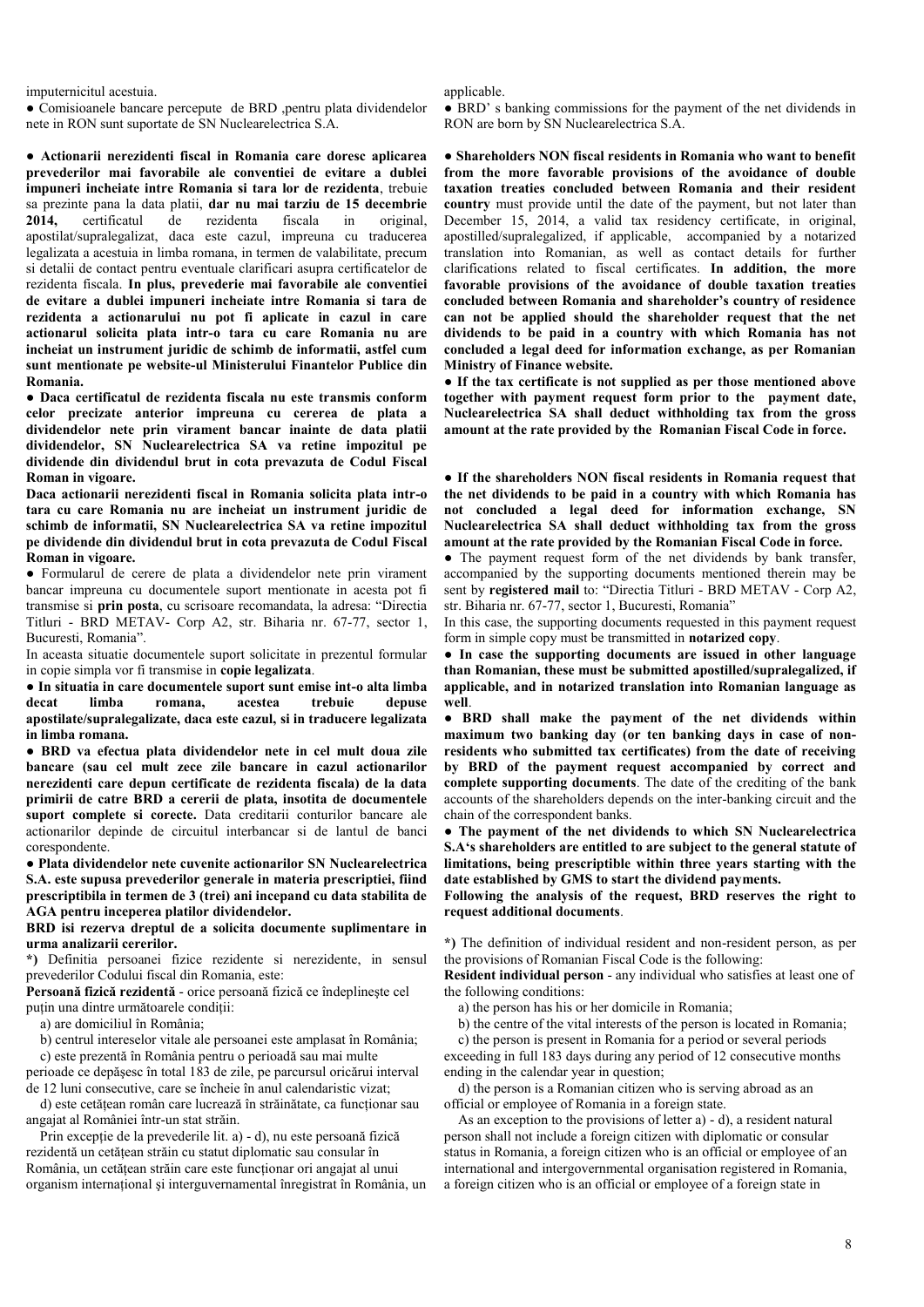imputernicitul acestuia.

● Comisioanele bancare percepute de BRD ,pentru plata dividendelor nete in RON sunt suportate de SN Nuclearelectrica S.A.

● **Actionarii nerezidenti fiscal in Romania care doresc aplicarea prevederilor mai favorabile ale conventiei de evitare a dublei impuneri incheiate intre Romania si tara lor de rezidenta**, trebuie sa prezinte pana la data platii, **dar nu mai tarziu de 15 decembrie 2014,** certificatul de rezidenta fiscala in original, apostilat/supralegalizat, daca este cazul, impreuna cu traducerea legalizata a acestuia in limba romana, in termen de valabilitate, precum si detalii de contact pentru eventuale clarificari asupra certificatelor de rezidenta fiscala. **In plus, prevederie mai favorabile ale conventiei de evitare a dublei impuneri incheiate intre Romania si tara de rezidenta a actionarului nu pot fi aplicate in cazul in care actionarul solicita plata intr-o tara cu care Romania nu are incheiat un instrument juridic de schimb de informatii, astfel cum sunt mentionate pe website-ul Ministerului Finantelor Publice din Romania.**

● **Daca certificatul de rezidenta fiscala nu este transmis conform celor precizate anterior impreuna cu cererea de plata a dividendelor nete prin virament bancar inainte de data platii dividendelor, SN Nuclearelectrica SA va retine impozitul pe dividende din dividendul brut in cota prevazuta de Codul Fiscal Roman in vigoare.**

**Daca actionarii nerezidenti fiscal in Romania solicita plata intr-o tara cu care Romania nu are incheiat un instrument juridic de schimb de informatii, SN Nuclearelectrica SA va retine impozitul pe dividende din dividendul brut in cota prevazuta de Codul Fiscal Roman in vigoare.**

● Formularul de cerere de plata a dividendelor nete prin virament bancar impreuna cu documentele suport mentionate in acesta pot fi transmise si **prin posta**, cu scrisoare recomandata, la adresa: "Directia Titluri - BRD METAV- Corp A2, str. Biharia nr. 67-77, sector 1, Bucuresti, Romania".

In aceasta situatie documentele suport solicitate in prezentul formular in copie simpla vor fi transmise in **copie legalizata**.

● **In situatia in care documentele suport sunt emise int-o alta limba decat limba romana, acestea trebuie depuse apostilate/supralegalizate, daca este cazul, si in traducere legalizata in limba romana.**

● **BRD va efectua plata dividendelor nete in cel mult doua zile bancare (sau cel mult zece zile bancare in cazul actionarilor nerezidenti care depun certificate de rezidenta fiscala) de la data primirii de catre BRD a cererii de plata, insotita de documentele suport complete si corecte.** Data creditarii conturilor bancare ale actionarilor depinde de circuitul interbancar si de lantul de banci corespondente.

● **Plata dividendelor nete cuvenite actionarilor SN Nuclearelectrica S.A. este supusa prevederilor generale in materia prescriptiei, fiind prescriptibila in termen de 3 (trei) ani incepand cu data stabilita de AGA pentru inceperea platilor dividendelor.**

**BRD isi rezerva dreptul de a solicita documente suplimentare in urma analizarii cererilor.**

**\*)** Definitia persoanei fizice rezidente si nerezidente, in sensul prevederilor Codului fiscal din Romania, este:

**Persoană fizică rezidentă** - orice persoană fizică ce îndeplineşte cel puţin una dintre următoarele condiţii:

a) are domiciliul în România;

b) centrul intereselor vitale ale persoanei este amplasat în România;

c) este prezentă în România pentru o perioadă sau mai multe perioade ce depăşesc în total 183 de zile, pe parcursul oricărui interval de 12 luni consecutive, care se încheie în anul calendaristic vizat;

d) este cetăţean român care lucrează în străinătate, ca funcţionar sau angajat al României într-un stat străin.

Prin excepţie de la prevederile lit. a) - d), nu este persoană fizică rezidentă un cetăţean străin cu statut diplomatic sau consular în România, un cetăţean străin care este funcţionar ori angajat al unui organism internaţional şi interguvernamental înregistrat în România, un

applicable.

● BRD' s banking commissions for the payment of the net dividends in RON are born by SN Nuclearelectrica S.A.

● **Shareholders NON fiscal residents in Romania who want to benefit from the more favorable provisions of the avoidance of double taxation treaties concluded between Romania and their resident country** must provide until the date of the payment, but not later than December 15, 2014, a valid tax residency certificate, in original, apostilled/supralegalized, if applicable, accompanied by a notarized translation into Romanian, as well as contact details for further clarifications related to fiscal certificates. **In addition, the more favorable provisions of the avoidance of double taxation treaties concluded between Romania and shareholder's country of residence can not be applied should the shareholder request that the net dividends to be paid in a country with which Romania has not concluded a legal deed for information exchange, as per Romanian Ministry of Finance website.**

● **If the tax certificate is not supplied as per those mentioned above together with payment request form prior to the payment date, Nuclearelectrica SA shall deduct withholding tax from the gross amount at the rate provided by the Romanian Fiscal Code in force.**

● **If the shareholders NON fiscal residents in Romania request that the net dividends to be paid in a country with which Romania has not concluded a legal deed for information exchange, SN Nuclearelectrica SA shall deduct withholding tax from the gross amount at the rate provided by the Romanian Fiscal Code in force.**

● The payment request form of the net dividends by bank transfer, accompanied by the supporting documents mentioned therein may be sent by **registered mail** to: "Directia Titluri - BRD METAV - Corp A2, str. Biharia nr. 67-77, sector 1, Bucuresti, Romania"

In this case, the supporting documents requested in this payment request form in simple copy must be transmitted in **notarized copy**.

● **In case the supporting documents are issued in other language than Romanian, these must be submitted apostilled/supralegalized, if applicable, and in notarized translation into Romanian language as well**.

● **BRD shall make the payment of the net dividends within maximum two banking day (or ten banking days in case of non-residents who submitted tax certificates) from the date of receiving by BRD of the payment request accompanied by correct and complete supporting documents**. The date of the crediting of the bank accounts of the shareholders depends on the inter-banking circuit and the chain of the correspondent banks.

● **The payment of the net dividends to which SN Nuclearelectrica S.A's shareholders are entitled to are subject to the general statute of limitations, being prescriptible within three years starting with the date established by GMS to start the dividend payments.**

**Following the analysis of the request, BRD reserves the right to request additional documents**.

**\*)** The definition of individual resident and non-resident person, as per the provisions of Romanian Fiscal Code is the following:

**Resident individual person** - any individual who satisfies at least one of the following conditions:

a) the person has his or her domicile in Romania;

b) the centre of the vital interests of the person is located in Romania;

c) the person is present in Romania for a period or several periods exceeding in full 183 days during any period of 12 consecutive months ending in the calendar year in question;

d) the person is a Romanian citizen who is serving abroad as an official or employee of Romania in a foreign state.

As an exception to the provisions of letter a) - d), a resident natural person shall not include a foreign citizen with diplomatic or consular status in Romania, a foreign citizen who is an official or employee of an international and intergovernmental organisation registered in Romania, a foreign citizen who is an official or employee of a foreign state in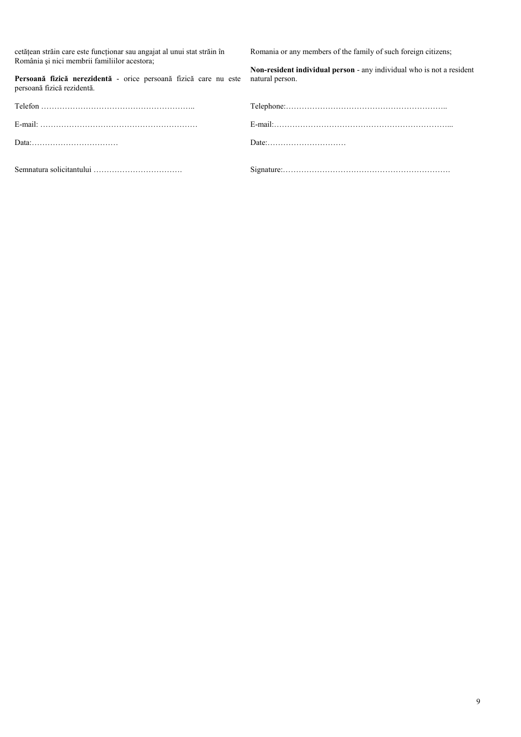cetăţean străin care este funcţionar sau angajat al unui stat străin în România şi nici membrii familiilor acestora;

**Persoană fizică nerezidentă** - orice persoană fizică care nu este persoană fizică rezidentă.

Telefon ……………………………………………………..

E-mail: ………………………………………………………

Data:……………………………

Semnatura solicitantului …………………………….

Romania or any members of the family of such foreign citizens;

**Non-resident individual person** - any individual who is not a resident natural person.

Telephone:……………………………………………………..

E-mail:…………………………………………………………...

Date:…………………………

Signature:……………………….……………………………….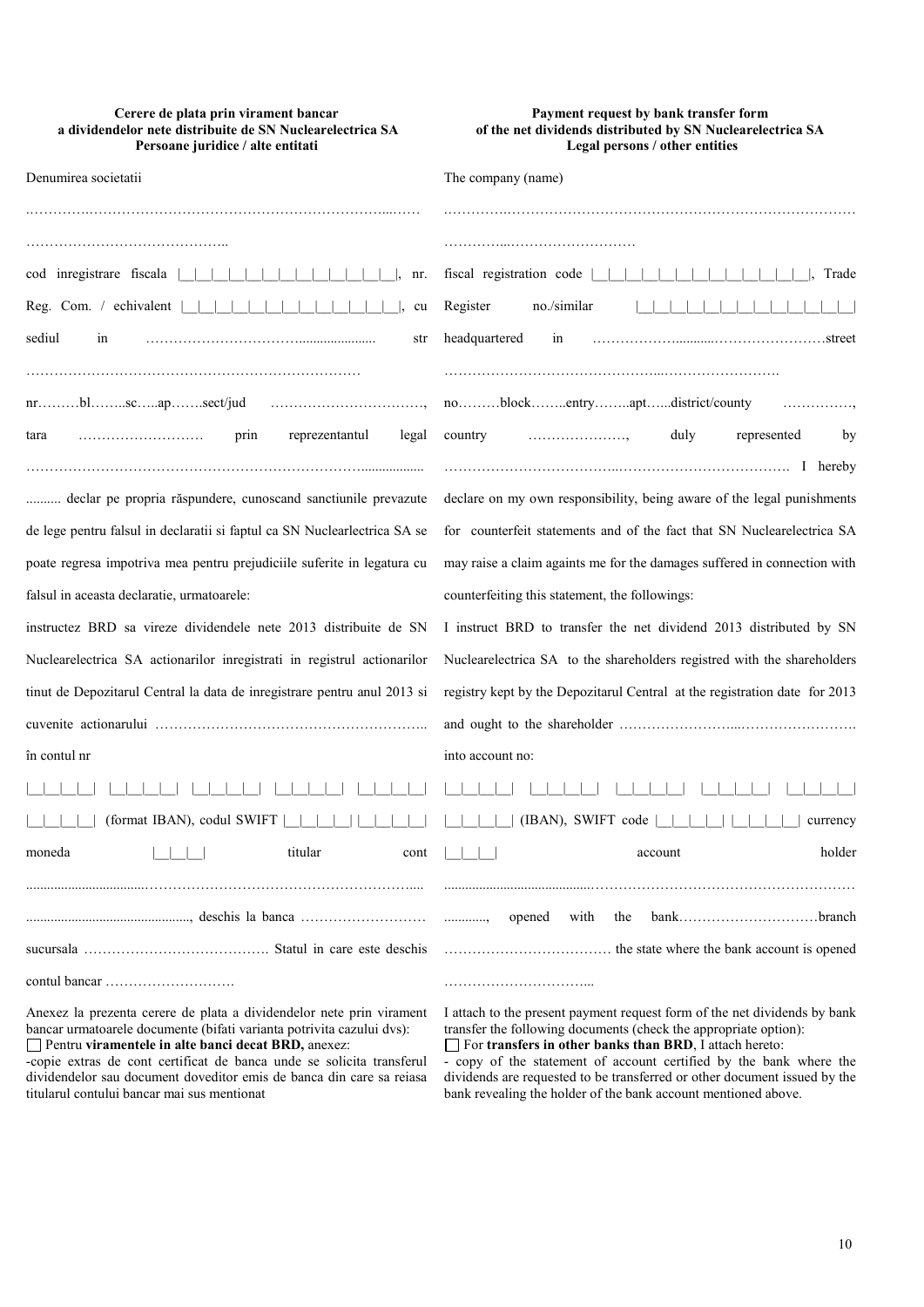**Cerere de plata prin virament bancar a dividendelor nete distribuite de SN Nuclearelectrica SA**
**Persoane juridice / alte entitati**

Denumirea societatii

………………………………………………………………………………

……………………………………..

cod inregistrare fiscala |__|__|__|__|__|__|__|__|__|__|__|__|__|, nr. Reg. Com. / echivalent |__|__|__|__|__|__|__|__|__|__|__|__|__|, cu sediul in ………………………………...................... str …………………………………………………………………

nr………bl……..sc…..ap…….sect/jud ……………………………, tara ……………………… prin reprezentantul legal …………………………………………………………………..................

.......... declar pe propria răspundere, cunoscand sanctiunile prevazute de lege pentru falsul in declaratii si faptul ca SN Nuclearelectrica SA se poate regresa impotriva mea pentru prejudiciile suferite in legatura cu falsul in aceasta declaratie, urmatoarele:

instructez BRD sa vireze dividendele nete 2013 distribuite de SN Nuclearelectrica SA actionarilor inregistrati in registrul actionarilor tinut de Depozitarul Central la data de inregistrare pentru anul 2013 si cuvenite actionarului …………………………………………………..

în contul nr

|__|__|__|__| |__|__|__|__| |__|__|__|__| |__|__|__|__| |__|__|__|__| |__|__|__|__| (format IBAN), codul SWIFT |__|__|__|__| |__|__|__|__| moneda |__|__|__| titular cont ................................………………………………………………….... ..............................................., deschis la banca …………………… sucursala …………………………………. Statul in care este deschis contul bancar ……………………….

Anexez la prezenta cerere de plata a dividendelor nete prin virament bancar urmatoarele documente (bifati varianta potrivita cazului dvs):

☐ Pentru **viramentele in alte banci decat BRD,** anexez:

-copie extras de cont certificat de banca unde se solicita transferul dividendelor sau document doveditor emis de banca din care sa reiasa titularul contului bancar mai sus mentionat

**Payment request by bank transfer form of the net dividends distributed by SN Nuclearelectrica SA**
**Legal persons / other entities**

The company (name)

………………………………………………………………………………

…………..………………………

fiscal registration code |__|__|__|__|__|__|__|__|__|__|__|__|__|, Trade Register no./similar |__|__|__|__|__|__|__|__|__|__|__|__|__| headquartered in ………………...........……………………street ………………………………………...……………………….

no………block……..entry……..apt…...district/county ……………, country …………………, duly represented by ………………………………..………………………………. I hereby declare on my own responsibility, being aware of the legal punishments for counterfeit statements and of the fact that SN Nuclearelectrica SA may raise a claim againts me for the damages suffered in connection with counterfeiting this statement, the followings:

I instruct BRD to transfer the net dividend 2013 distributed by SN Nuclearelectrica SA to the shareholders registred with the shareholders registry kept by the Depozitarul Central at the registration date for 2013 and ought to the shareholder ……………………...…………………….

into account no:

|__|__|__|__| |__|__|__|__| |__|__|__|__| |__|__|__|__| |__|__|__|__| |__|__|__|__| (IBAN), SWIFT code |__|__|__|__| |__|__|__|__| currency |__|__|__| account holder .........................................………………………………………………… ............, opened with the bank…………………………branch ……………………………… the state where the bank account is opened …………………………...

I attach to the present payment request form of the net dividends by bank transfer the following documents (check the appropriate option):

☐ For **transfers in other banks than BRD**, I attach hereto:

- copy of the statement of account certified by the bank where the dividends are requested to be transferred or other document issued by the bank revealing the holder of the bank account mentioned above.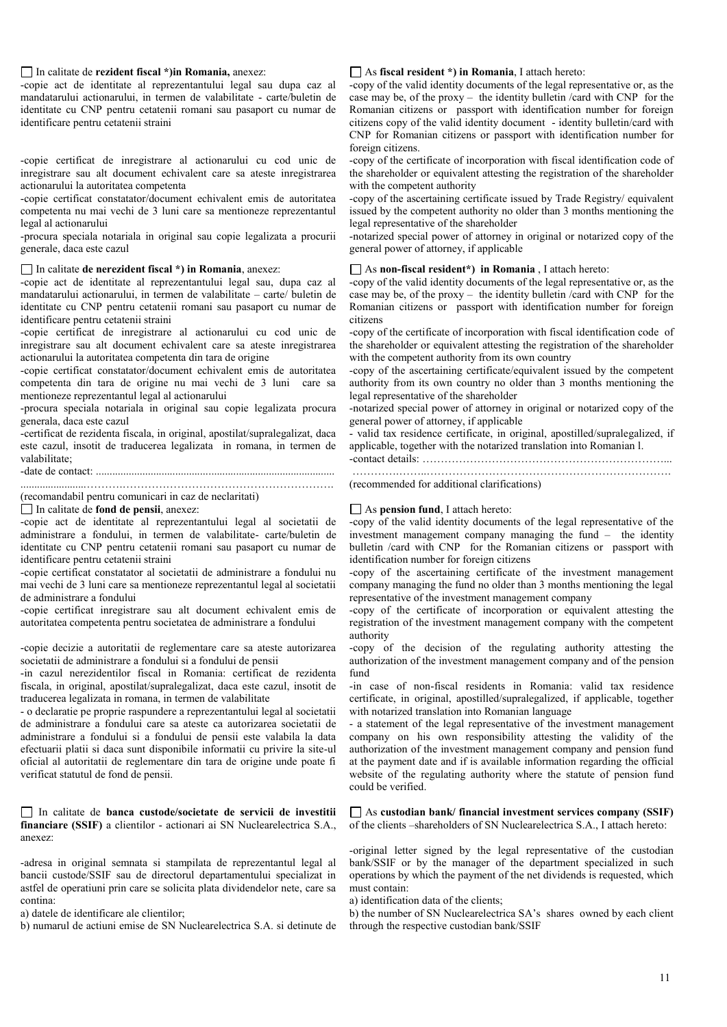☐ In calitate de **rezident fiscal *)in Romania,** anexez:

-copie act de identitate al reprezentantului legal sau dupa caz al mandatarului actionarului, in termen de valabilitate - carte/buletin de identitate cu CNP pentru cetatenii romani sau pasaport cu numar de identificare pentru cetatenii straini

-copie certificat de inregistrare al actionarului cu cod unic de inregistrare sau alt document echivalent care sa ateste inregistrarea actionarului la autoritatea competenta

-copie certificat constatator/document echivalent emis de autoritatea competenta nu mai vechi de 3 luni care sa mentioneze reprezentantul legal al actionarului

-procura speciala notariala in original sau copie legalizata a procurii generale, daca este cazul

☐ In calitate **de nerezident fiscal *) in Romania**, anexez:

-copie act de identitate al reprezentantului legal sau, dupa caz al mandatarului actionarului, in termen de valabilitate – carte/ buletin de identitate cu CNP pentru cetatenii romani sau pasaport cu numar de identificare pentru cetatenii straini

-copie certificat de inregistrare al actionarului cu cod unic de inregistrare sau alt document echivalent care sa ateste inregistrarea actionarului la autoritatea competenta din tara de origine

-copie certificat constatator/document echivalent emis de autoritatea competenta din tara de origine nu mai vechi de 3 luni care sa mentioneze reprezentantul legal al actionarului

-procura speciala notariala in original sau copie legalizata procura generala, daca este cazul

-certificat de rezidenta fiscala, in original, apostilat/supralegalizat, daca este cazul, insotit de traducerea legalizata in romana, in termen de valabilitate;

-date de contact: ........................................................................................

........................…………………………………………………………….

(recomandabil pentru comunicari in caz de neclaritati)

☐ In calitate de **fond de pensii**, anexez:

-copie act de identitate al reprezentantului legal al societatii de administrare a fondului, in termen de valabilitate- carte/buletin de identitate cu CNP pentru cetatenii romani sau pasaport cu numar de identificare pentru cetatenii straini

-copie certificat constatator al societatii de administrare a fondului nu mai vechi de 3 luni care sa mentioneze reprezentantul legal al societatii de administrare a fondului

-copie certificat inregistrare sau alt document echivalent emis de autoritatea competenta pentru societatea de administrare a fondului

-copie decizie a autoritatii de reglementare care sa ateste autorizarea societatii de administrare a fondului si a fondului de pensii

-in cazul nerezidentilor fiscal in Romania: certificat de rezidenta fiscala, in original, apostilat/supralegalizat, daca este cazul, insotit de traducerea legalizata in romana, in termen de valabilitate

- o declaratie pe proprie raspundere a reprezentantului legal al societatii de administrare a fondului care sa ateste ca autorizarea societatii de administrare a fondului si a fondului de pensii este valabila la data efectuarii platii si daca sunt disponibile informatii cu privire la site-ul oficial al autoritatii de reglementare din tara de origine unde poate fi verificat statutul de fond de pensii.

☐ In calitate de **banca custode/societate de servicii de investitii financiare (SSIF)** a clientilor - actionari ai SN Nuclearelectrica S.A., anexez:

-adresa in original semnata si stampilata de reprezentantul legal al bancii custode/SSIF sau de directorul departamentului specializat in astfel de operatiuni prin care se solicita plata dividendelor nete, care sa contina:

a) datele de identificare ale clientilor;

b) numarul de actiuni emise de SN Nuclearelectrica S.A. si detinute de

☐ As **fiscal resident *) in Romania**, I attach hereto:

-copy of the valid identity documents of the legal representative or, as the case may be, of the proxy – the identity bulletin /card with CNP for the Romanian citizens or passport with identification number for foreign citizens copy of the valid identity document - identity bulletin/card with CNP for Romanian citizens or passport with identification number for foreign citizens.

-copy of the certificate of incorporation with fiscal identification code of the shareholder or equivalent attesting the registration of the shareholder with the competent authority

-copy of the ascertaining certificate issued by Trade Registry/ equivalent issued by the competent authority no older than 3 months mentioning the legal representative of the shareholder

-notarized special power of attorney in original or notarized copy of the general power of attorney, if applicable

☐ As **non-fiscal resident*) in Romania** , I attach hereto:

-copy of the valid identity documents of the legal representative or, as the case may be, of the proxy – the identity bulletin /card with CNP for the Romanian citizens or passport with identification number for foreign citizens

-copy of the certificate of incorporation with fiscal identification code of the shareholder or equivalent attesting the registration of the shareholder with the competent authority from its own country

-copy of the ascertaining certificate/equivalent issued by the competent authority from its own country no older than 3 months mentioning the legal representative of the shareholder

-notarized special power of attorney in original or notarized copy of the general power of attorney, if applicable

- valid tax residence certificate, in original, apostilled/supralegalized, if applicable, together with the notarized translation into Romanian l.

-contact details: …………………………………………………………...

………….…..………………………………………………………….

(recommended for additional clarifications)

☐ As **pension fund**, I attach hereto:

-copy of the valid identity documents of the legal representative of the investment management company managing the fund – the identity bulletin /card with CNP for the Romanian citizens or passport with identification number for foreign citizens

-copy of the ascertaining certificate of the investment management company managing the fund no older than 3 months mentioning the legal representative of the investment management company

-copy of the certificate of incorporation or equivalent attesting the registration of the investment management company with the competent authority

-copy of the decision of the regulating authority attesting the authorization of the investment management company and of the pension fund

-in case of non-fiscal residents in Romania: valid tax residence certificate, in original, apostilled/supralegalized, if applicable, together with notarized translation into Romanian language

- a statement of the legal representative of the investment management company on his own responsibility attesting the validity of the authorization of the investment management company and pension fund at the payment date and if is available information regarding the official website of the regulating authority where the statute of pension fund could be verified.

☐ As **custodian bank/ financial investment services company (SSIF)** of the clients –shareholders of SN Nuclearelectrica S.A., I attach hereto:

-original letter signed by the legal representative of the custodian bank/SSIF or by the manager of the department specialized in such operations by which the payment of the net dividends is requested, which must contain:

a) identification data of the clients;

b) the number of SN Nuclearelectrica SA's shares owned by each client through the respective custodian bank/SSIF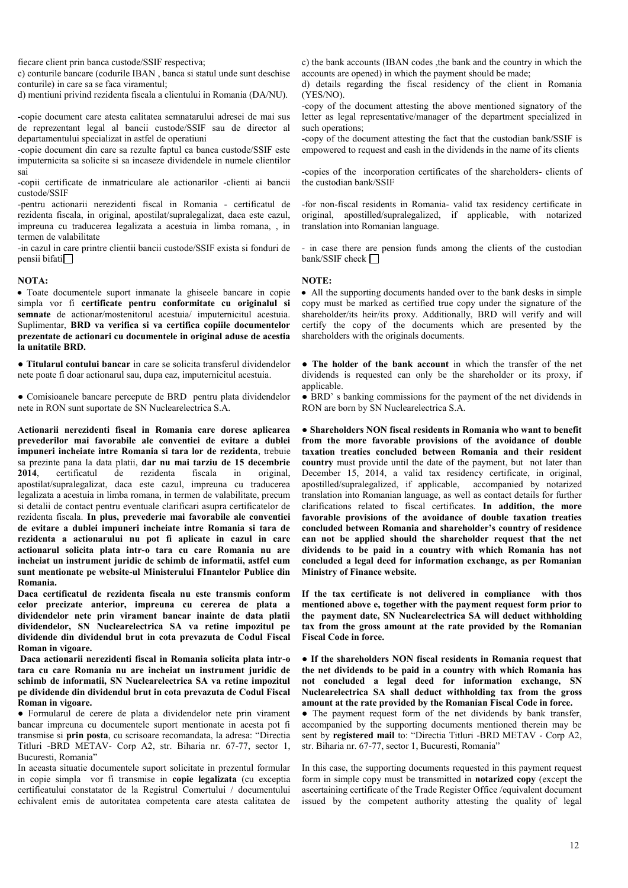fiecare client prin banca custode/SSIF respectiva;

c) conturile bancare (codurile IBAN , banca si statul unde sunt deschise conturile) in care sa se faca viramentul;

d) mentiuni privind rezidenta fiscala a clientului in Romania (DA/NU).

-copie document care atesta calitatea semnatarului adresei de mai sus de reprezentant legal al bancii custode/SSIF sau de director al departamentului specializat in astfel de operatiuni

-copie document din care sa rezulte faptul ca banca custode/SSIF este imputernicita sa solicite si sa incaseze dividendele in numele clientilor sai

-copii certificate de inmatriculare ale actionarilor -clienti ai bancii custode/SSIF

-pentru actionarii nerezidenti fiscal in Romania - certificatul de rezidenta fiscala, in original, apostilat/supralegalizat, daca este cazul, impreuna cu traducerea legalizata a acestuia in limba romana, , in termen de valabilitate

-in cazul in care printre clientii bancii custode/SSIF exista si fonduri de pensii bifati ☐

**NOTA:**

- Toate documentele suport inmanate la ghiseele bancare in copie simpla vor fi **certificate pentru conformitate cu originalul si semnate** de actionar/mostenitorul acestuia/ imputernicitul acestuia. Suplimentar, **BRD va verifica si va certifica copiile documentelor prezentate de actionari cu documentele in original aduse de acestia la unitatile BRD.**

- **Titularul contului bancar** in care se solicita transferul dividendelor nete poate fi doar actionarul sau, dupa caz, imputernicitul acestuia.

- Comisioanele bancare percepute de BRD pentru plata dividendelor nete in RON sunt suportate de SN Nuclearelectrica S.A.

**Actionarii nerezidenti fiscal in Romania care doresc aplicarea prevederilor mai favorabile ale conventiei de evitare a dublei impuneri incheiate intre Romania si tara lor de rezidenta**, trebuie sa prezinte pana la data platii, **dar nu mai tarziu de 15 decembrie 2014**, certificatul de rezidenta fiscala in original, apostilat/supralegalizat, daca este cazul, impreuna cu traducerea legalizata a acestuia in limba romana, in termen de valabilitate, precum si detalii de contact pentru eventuale clarificari asupra certificatelor de rezidenta fiscala. **In plus, prevederie mai favorabile ale conventiei de evitare a dublei impuneri incheiate intre Romania si tara de rezidenta a actionarului nu pot fi aplicate in cazul in care actionarul solicita plata intr-o tara cu care Romania nu are incheiat un instrument juridic de schimb de informatii, astfel cum sunt mentionate pe website-ul Ministerului FInantelor Publice din Romania.**

**Daca certificatul de rezidenta fiscala nu este transmis conform celor precizate anterior, impreuna cu cererea de plata a dividendelor nete prin virament bancar inainte de data platii dividendelor, SN Nuclearelectrica SA va retine impozitul pe dividende din dividendul brut in cota prevazuta de Codul Fiscal Roman in vigoare.**

**Daca actionarii nerezidenti fiscal in Romania solicita plata intr-o tara cu care Romania nu are incheiat un instrument juridic de schimb de informatii, SN Nuclearelectrica SA va retine impozitul pe dividende din dividendul brut in cota prevazuta de Codul Fiscal Roman in vigoare.**

- Formularul de cerere de plata a dividendelor nete prin virament bancar impreuna cu documentele suport mentionate in acesta pot fi transmise si **prin posta**, cu scrisoare recomandata, la adresa: "Directia Titluri -BRD METAV- Corp A2, str. Biharia nr. 67-77, sector 1, Bucuresti, Romania"

In aceasta situatie documentele suport solicitate in prezentul formular in copie simpla vor fi transmise in **copie legalizata** (cu exceptia certificatului constatator de la Registrul Comertului / documentului echivalent emis de autoritatea competenta care atesta calitatea de

c) the bank accounts (IBAN codes ,the bank and the country in which the accounts are opened) in which the payment should be made;

d) details regarding the fiscal residency of the client in Romania (YES/NO).

-copy of the document attesting the above mentioned signatory of the letter as legal representative/manager of the department specialized in such operations;

-copy of the document attesting the fact that the custodian bank/SSIF is empowered to request and cash in the dividends in the name of its clients

-copies of the incorporation certificates of the shareholders- clients of the custodian bank/SSIF

-for non-fiscal residents in Romania- valid tax residency certificate in original, apostilled/supralegalized, if applicable, with notarized translation into Romanian language.

- in case there are pension funds among the clients of the custodian bank/SSIF check ☐

**NOTE:**

- All the supporting documents handed over to the bank desks in simple copy must be marked as certified true copy under the signature of the shareholder/its heir/its proxy. Additionally, BRD will verify and will certify the copy of the documents which are presented by the shareholders with the originals documents.

- **The holder of the bank account** in which the transfer of the net dividends is requested can only be the shareholder or its proxy, if applicable.

- BRD' s banking commissions for the payment of the net dividends in RON are born by SN Nuclearelectrica S.A.

- **Shareholders NON fiscal residents in Romania who want to benefit from the more favorable provisions of the avoidance of double taxation treaties concluded between Romania and their resident country** must provide until the date of the payment, but not later than December 15, 2014, a valid tax residency certificate, in original, apostilled/supralegalized, if applicable, accompanied by notarized translation into Romanian language, as well as contact details for further clarifications related to fiscal certificates. **In addition, the more favorable provisions of the avoidance of double taxation treaties concluded between Romania and shareholder's country of residence can not be applied should the shareholder request that the net dividends to be paid in a country with which Romania has not concluded a legal deed for information exchange, as per Romanian Ministry of Finance website.**

**If the tax certificate is not delivered in compliance with thos mentioned above e, together with the payment request form prior to the payment date, SN Nuclearelectrica SA will deduct withholding tax from the gross amount at the rate provided by the Romanian Fiscal Code in force.**

- **If the shareholders NON fiscal residents in Romania request that the net dividends to be paid in a country with which Romania has not concluded a legal deed for information exchange, SN Nuclearelectrica SA shall deduct withholding tax from the gross amount at the rate provided by the Romanian Fiscal Code in force.**

- The payment request form of the net dividends by bank transfer, accompanied by the supporting documents mentioned therein may be sent by **registered mail** to: "Directia Titluri -BRD METAV - Corp A2, str. Biharia nr. 67-77, sector 1, Bucuresti, Romania"

In this case, the supporting documents requested in this payment request form in simple copy must be transmitted in **notarized copy** (except the ascertaining certificate of the Trade Register Office /equivalent document issued by the competent authority attesting the quality of legal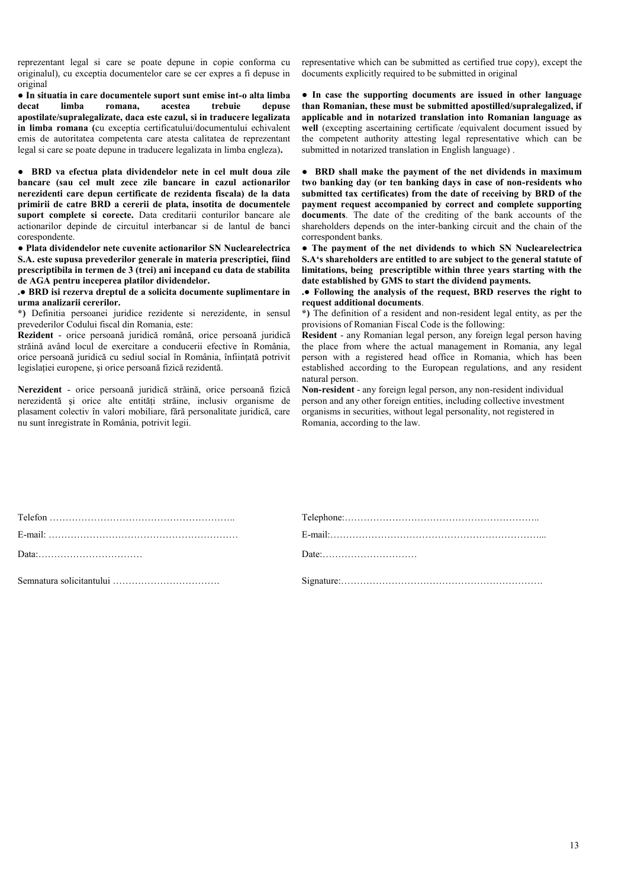reprezentant legal si care se poate depune in copie conforma cu originalul), cu exceptia documentelor care se cer expres a fi depuse in original

● **In situatia in care documentele suport sunt emise int-o alta limba decat limba romana, acestea trebuie depuse apostilate/supralegalizate, daca este cazul, si in traducere legalizata in limba romana (**cu exceptia certificatului/documentului echivalent emis de autoritatea competenta care atesta calitatea de reprezentant legal si care se poate depune in traducere legalizata in limba engleza)**.**

● **BRD va efectua plata dividendelor nete in cel mult doua zile bancare (sau cel mult zece zile bancare in cazul actionarilor nerezidenti care depun certificate de rezidenta fiscala) de la data primirii de catre BRD a cererii de plata, insotita de documentele suport complete si corecte.** Data creditarii conturilor bancare ale actionarilor depinde de circuitul interbancar si de lantul de banci corespondente.

● **Plata dividendelor nete cuvenite actionarilor SN Nuclearelectrica S.A. este supusa prevederilor generale in materia prescriptiei, fiind prescriptibila in termen de 3 (trei) ani incepand cu data de stabilita de AGA pentru inceperea platilor dividendelor.**

**.● BRD isi rezerva dreptul de a solicita documente suplimentare in urma analizarii cererilor.**

**\*)** Definitia persoanei juridice rezidente si nerezidente, in sensul prevederilor Codului fiscal din Romania, este:

**Rezident** - orice persoană juridică română, orice persoană juridică străină având locul de exercitare a conducerii efective în România, orice persoană juridică cu sediul social în România, înființată potrivit legislației europene, şi orice persoană fizică rezidentă.

**Nerezident** - orice persoană juridică străină, orice persoană fizică nerezidentă şi orice alte entităţi străine, inclusiv organisme de plasament colectiv în valori mobiliare, fără personalitate juridică, care nu sunt înregistrate în România, potrivit legii.

Telefon …………………………………………………..

E-mail: ……………………………………………………

Data:……………………………

Semnatura solicitantului …………………………….

representative which can be submitted as certified true copy), except the documents explicitly required to be submitted in original

● **In case the supporting documents are issued in other language than Romanian, these must be submitted apostilled/supralegalized, if applicable and in notarized translation into Romanian language as well** (excepting ascertaining certificate /equivalent document issued by the competent authority attesting legal representative which can be submitted in notarized translation in English language) .

● **BRD shall make the payment of the net dividends in maximum two banking day (or ten banking days in case of non-residents who submitted tax certificates) from the date of receiving by BRD of the payment request accompanied by correct and complete supporting documents**. The date of the crediting of the bank accounts of the shareholders depends on the inter-banking circuit and the chain of the correspondent banks.

● **The payment of the net dividends to which SN Nuclearelectrica S.A's shareholders are entitled to are subject to the general statute of limitations, being prescriptible within three years starting with the date established by GMS to start the dividend payments.**

**.● Following the analysis of the request, BRD reserves the right to request additional documents**.

**\*)** The definition of a resident and non-resident legal entity, as per the provisions of Romanian Fiscal Code is the following:

**Resident** - any Romanian legal person, any foreign legal person having the place from where the actual management in Romania, any legal person with a registered head office in Romania, which has been established according to the European regulations, and any resident natural person.

**Non-resident** - any foreign legal person, any non-resident individual person and any other foreign entities, including collective investment organisms in securities, without legal personality, not registered in Romania, according to the law.

Telephone:……………………………………………………..

E-mail:…………………………………………………………...

Date:…………………………

Signature:……………………………………………………….